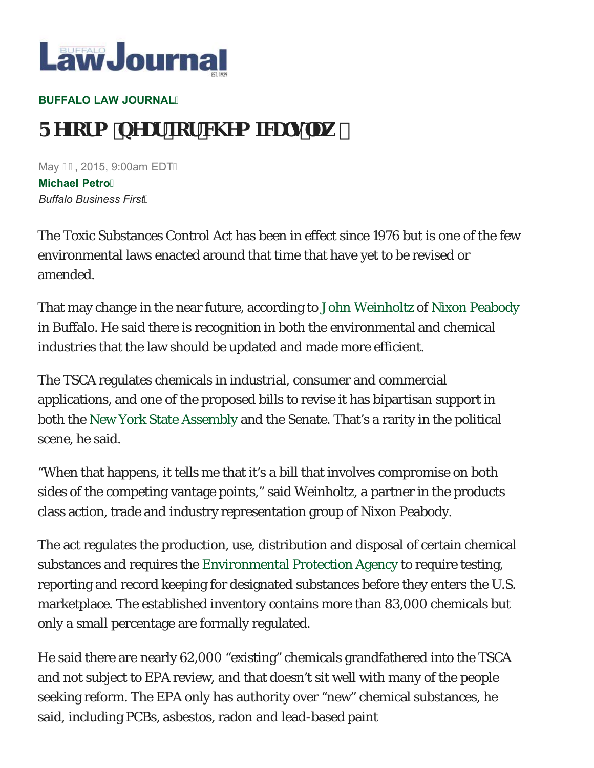**BUFFALO LAW JOURNAL**

# Reform near for chemical law

May , 2015, 9:00am EDT

**Michael Petro**

*Buffalo Business First*

The Toxic Substances Control Act has been in effect since 1976 but is one of the few environmental laws enacted around that time that have yet to be revised or amended.

That may change in the near future, according to John Weinholtz of Nixon Peabody in Buffalo. He said there is recognition in both the environmental and chemical industries that the law should be updated and made more efficient.

The TSCA regulates chemicals in industrial, consumer and commercial applications, and one of the proposed bills to revise it has bipartisan support in both the New York State Assembly and the Senate. That's a rarity in the political scene, he said.

"When that happens, it tells me that it's a bill that involves compromise on both sides of the competing vantage points," said Weinholtz, a partner in the products class action, trade and industry representation group of Nixon Peabody.

The act regulates the production, use, distribution and disposal of certain chemical substances and requires the Environmental Protection Agency to require testing, reporting and record keeping for designated substances before they enters the U.S. marketplace. The established inventory contains more than 83,000 chemicals but only a small percentage are formally regulated.

He said there are nearly 62,000 "existing" chemicals grandfathered into the TSCA and not subject to EPA review, and that doesn't sit well with many of the people seeking reform. The EPA only has authority over "new" chemical substances, he said, including PCBs, asbestos, radon and lead-based paint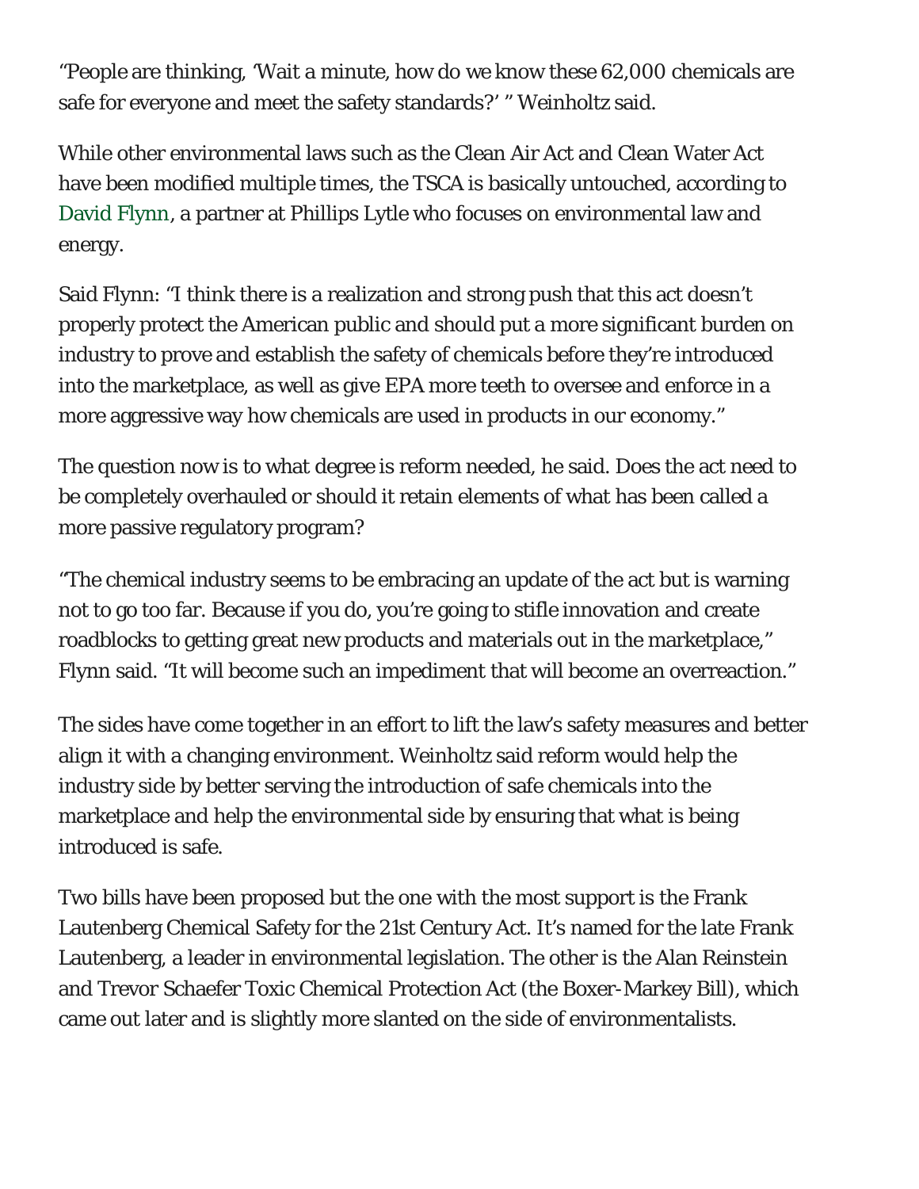"People are thinking, 'Wait a minute, how do we know these 62,000 chemicals are safe for everyone and meet the safety standards?' " Weinholtz said.

While other environmental laws such as the Clean Air Act and Clean Water Act have been modified multiple times, the TSCA is basically untouched, according to David Flynn, a partner at Phillips Lytle who focuses on environmental law and energy.

Said Flynn: "I think there is a realization and strong push that this act doesn't properly protect the American public and should put a more significant burden on industry to prove and establish the safety of chemicals before they're introduced into the marketplace, as well as give EPA more teeth to oversee and enforce in a more aggressive way how chemicals are used in products in our economy."

The question now is to what degree is reform needed, he said. Does the act need to be completely overhauled or should it retain elements of what has been called a more passive regulatory program?

"The chemical industry seems to be embracing an update of the act but is warning not to go too far. Because if you do, you're going to stifle innovation and create roadblocks to getting great new products and materials out in the marketplace," Flynn said. "It will become such an impediment that will become an overreaction."

The sides have come together in an effort to lift the law's safety measures and better align it with a changing environment. Weinholtz said reform would help the industry side by better serving the introduction of safe chemicals into the marketplace and help the environmental side by ensuring that what is being introduced is safe.

Two bills have been proposed but the one with the most support is the Frank Lautenberg Chemical Safety for the 21st Century Act. It's named for the late Frank Lautenberg, a leader in environmental legislation. The other is the Alan Reinstein and Trevor Schaefer Toxic Chemical Protection Act (the Boxer-Markey Bill), which came out later and is slightly more slanted on the side of environmentalists.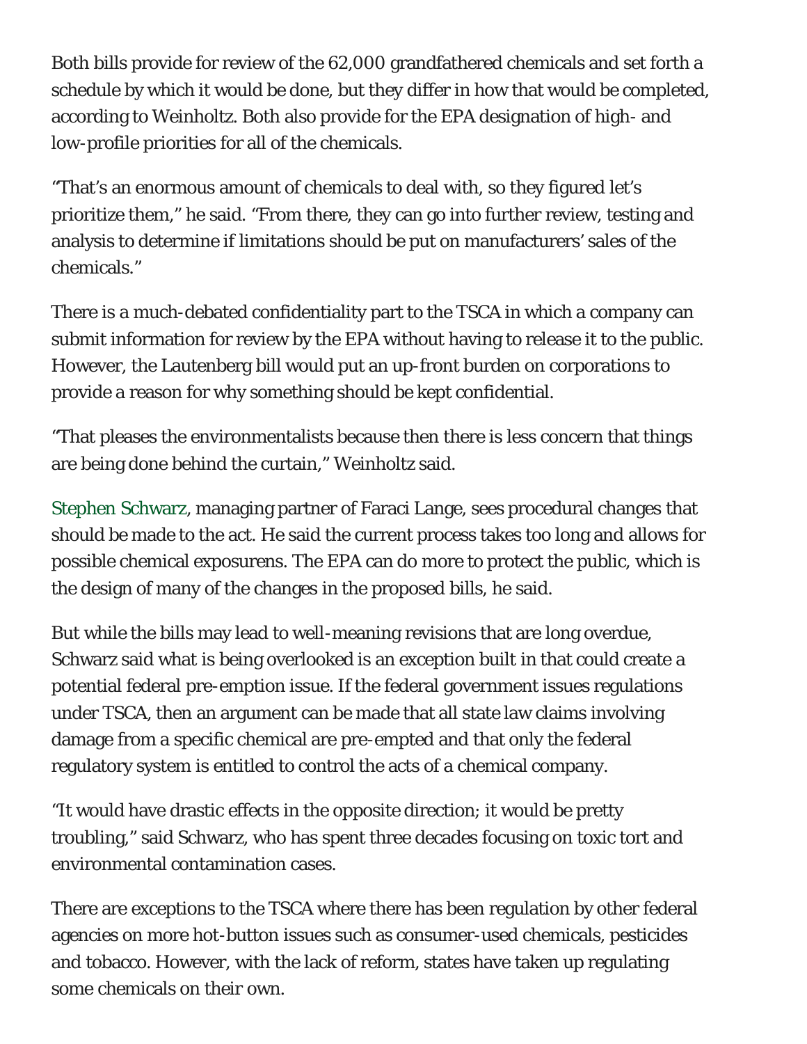Both bills provide for review of the 62,000 grandfathered chemicals and set forth a schedule by which it would be done, but they differ in how that would be completed, according to Weinholtz. Both also provide for the EPA designation of high- and low-profile priorities for all of the chemicals.

"That's an enormous amount of chemicals to deal with, so they figured let's prioritize them," he said. "From there, they can go into further review, testing and analysis to determine if limitations should be put on manufacturers' sales of the chemicals."

There is a much-debated confidentiality part to the TSCA in which a company can submit information for review by the EPA without having to release it to the public. However, the Lautenberg bill would put an up-front burden on corporations to provide a reason for why something should be kept confidential.

"That pleases the environmentalists because then there is less concern that things are being done behind the curtain," Weinholtz said.

Stephen Schwarz, managing partner of Faraci Lange, sees procedural changes that should be made to the act. He said the current process takes too long and allows for possible chemical exposurens. The EPA can do more to protect the public, which is the design of many of the changes in the proposed bills, he said.

But while the bills may lead to well-meaning revisions that are long overdue, Schwarz said what is being overlooked is an exception built in that could create a potential federal pre-emption issue. If the federal government issues regulations under TSCA, then an argument can be made that all state law claims involving damage from a specific chemical are pre-empted and that only the federal regulatory system is entitled to control the acts of a chemical company.

"It would have drastic effects in the opposite direction; it would be pretty troubling," said Schwarz, who has spent three decades focusing on toxic tort and environmental contamination cases.

There are exceptions to the TSCA where there has been regulation by other federal agencies on more hot-button issues such as consumer-used chemicals, pesticides and tobacco. However, with the lack of reform, states have taken up regulating some chemicals on their own.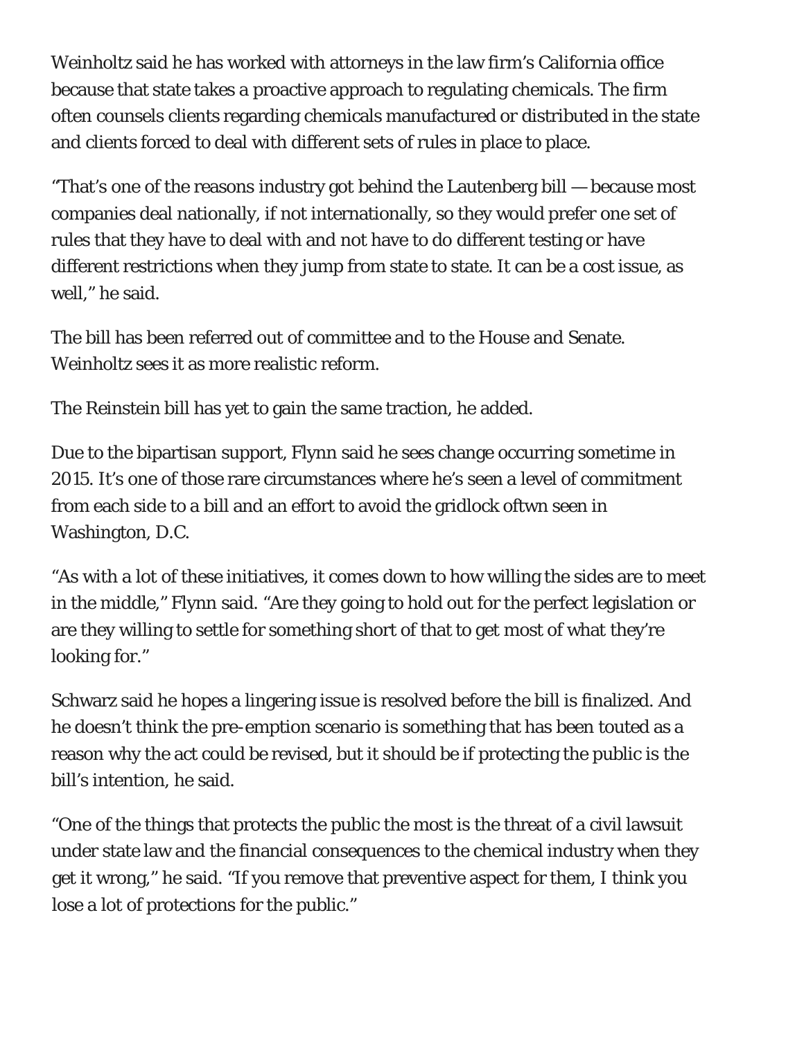Weinholtz said he has worked with attorneys in the law firm's California office because that state takes a proactive approach to regulating chemicals. The firm often counsels clients regarding chemicals manufactured or distributed in the state and clients forced to deal with different sets of rules in place to place.

"That's one of the reasons industry got behind the Lautenberg bill — because most companies deal nationally, if not internationally, so they would prefer one set of rules that they have to deal with and not have to do different testing or have different restrictions when they jump from state to state. It can be a cost issue, as well," he said.

The bill has been referred out of committee and to the House and Senate. Weinholtz sees it as more realistic reform.

The Reinstein bill has yet to gain the same traction, he added.

Due to the bipartisan support, Flynn said he sees change occurring sometime in 2015. It's one of those rare circumstances where he's seen a level of commitment from each side to a bill and an effort to avoid the gridlock oftwn seen in Washington, D.C.

"As with a lot of these initiatives, it comes down to how willing the sides are to meet in the middle," Flynn said. "Are they going to hold out for the perfect legislation or are they willing to settle for something short of that to get most of what they're looking for."

Schwarz said he hopes a lingering issue is resolved before the bill is finalized. And he doesn't think the pre-emption scenario is something that has been touted as a reason why the act could be revised, but it should be if protecting the public is the bill's intention, he said.

"One of the things that protects the public the most is the threat of a civil lawsuit under state law and the financial consequences to the chemical industry when they get it wrong," he said. "If you remove that preventive aspect for them, I think you lose a lot of protections for the public."